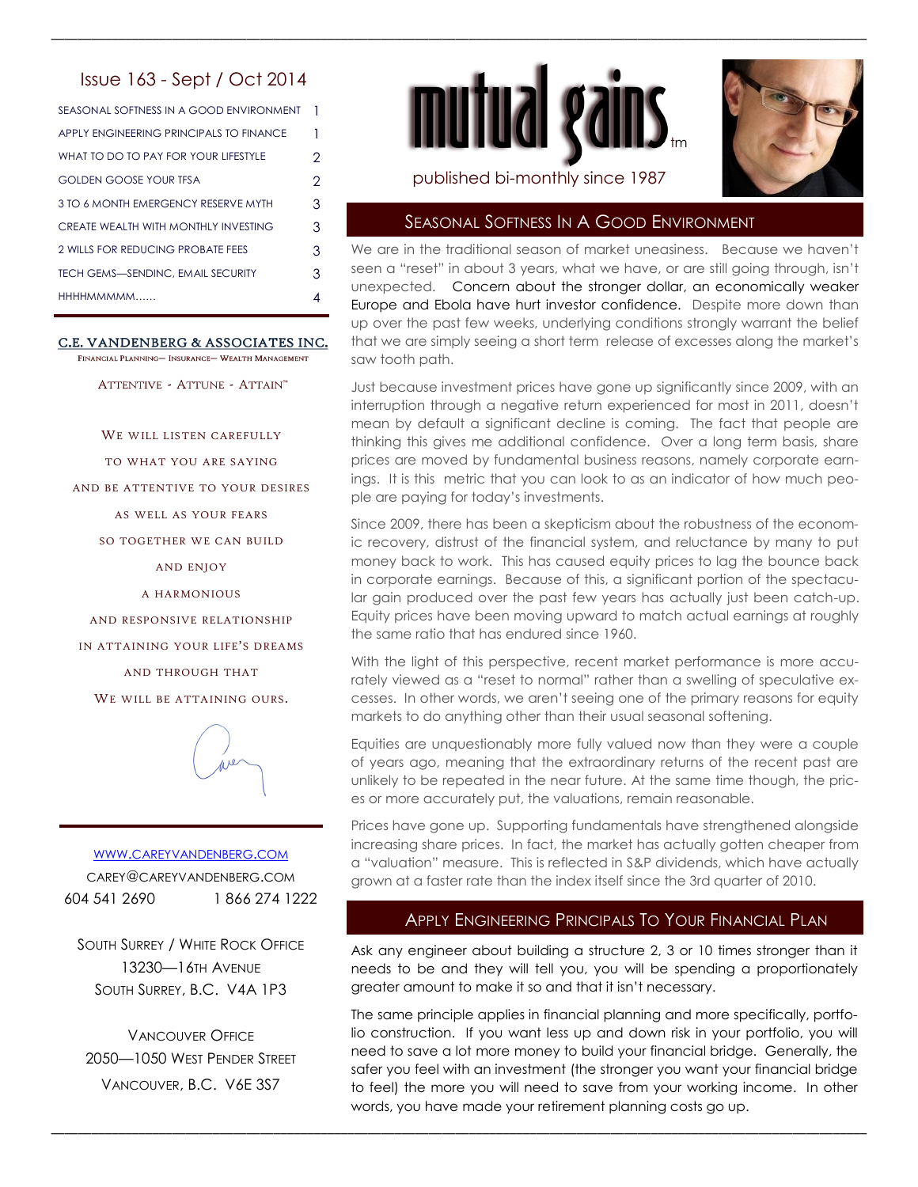# mutual gains™

published bi-monthly since 1987

## Issue 163 - Sept / Oct 2014

| | |
|---|---|
| SEASONAL SOFTNESS IN A GOOD ENVIRONMENT | 1 |
| APPLY ENGINEERING PRINCIPALS TO FINANCE | 1 |
| WHAT TO DO TO PAY FOR YOUR LIFESTYLE | 2 |
| GOLDEN GOOSE YOUR TFSA | 2 |
| 3 TO 6 MONTH EMERGENCY RESERVE MYTH | 3 |
| CREATE WEALTH WITH MONTHLY INVESTING | 3 |
| 2 WILLS FOR REDUCING PROBATE FEES | 3 |
| TECH GEMS—SENDINC, EMAIL SECURITY | 3 |
| HHHHMMMMM...... | 4 |

**C.E. VANDENBERG & ASSOCIATES INC.**

FINANCIAL PLANNING— INSURANCE— WEALTH MANAGEMENT

ATTENTIVE - ATTUNE - ATTAIN™

WE WILL LISTEN CAREFULLY
TO WHAT YOU ARE SAYING
AND BE ATTENTIVE TO YOUR DESIRES
AS WELL AS YOUR FEARS
SO TOGETHER WE CAN BUILD
AND ENJOY
A HARMONIOUS
AND RESPONSIVE RELATIONSHIP
IN ATTAINING YOUR LIFE'S DREAMS
AND THROUGH THAT
WE WILL BE ATTAINING OURS.

WWW.CAREYVANDENBERG.COM
CAREY@CAREYVANDENBERG.COM
604 541 2690 1 866 274 1222

SOUTH SURREY / WHITE ROCK OFFICE
13230—16TH AVENUE
SOUTH SURREY, B.C. V4A 1P3

VANCOUVER OFFICE
2050—1050 WEST PENDER STREET
VANCOUVER, B.C. V6E 3S7

## Seasonal Softness In A Good Environment

We are in the traditional season of market uneasiness. Because we haven't seen a "reset" in about 3 years, what we have, or are still going through, isn't unexpected. Concern about the stronger dollar, an economically weaker Europe and Ebola have hurt investor confidence. Despite more down than up over the past few weeks, underlying conditions strongly warrant the belief that we are simply seeing a short term release of excesses along the market's saw tooth path.

Just because investment prices have gone up significantly since 2009, with an interruption through a negative return experienced for most in 2011, doesn't mean by default a significant decline is coming. The fact that people are thinking this gives me additional confidence. Over a long term basis, share prices are moved by fundamental business reasons, namely corporate earnings. It is this metric that you can look to as an indicator of how much people are paying for today's investments.

Since 2009, there has been a skepticism about the robustness of the economic recovery, distrust of the financial system, and reluctance by many to put money back to work. This has caused equity prices to lag the bounce back in corporate earnings. Because of this, a significant portion of the spectacular gain produced over the past few years has actually just been catch-up. Equity prices have been moving upward to match actual earnings at roughly the same ratio that has endured since 1960.

With the light of this perspective, recent market performance is more accurately viewed as a "reset to normal" rather than a swelling of speculative excesses. In other words, we aren't seeing one of the primary reasons for equity markets to do anything other than their usual seasonal softening.

Equities are unquestionably more fully valued now than they were a couple of years ago, meaning that the extraordinary returns of the recent past are unlikely to be repeated in the near future. At the same time though, the prices or more accurately put, the valuations, remain reasonable.

Prices have gone up. Supporting fundamentals have strengthened alongside increasing share prices. In fact, the market has actually gotten cheaper from a "valuation" measure. This is reflected in S&P dividends, which have actually grown at a faster rate than the index itself since the 3rd quarter of 2010.

## Apply Engineering Principals To Your Financial Plan

Ask any engineer about building a structure 2, 3 or 10 times stronger than it needs to be and they will tell you, you will be spending a proportionately greater amount to make it so and that it isn't necessary.

The same principle applies in financial planning and more specifically, portfolio construction. If you want less up and down risk in your portfolio, you will need to save a lot more money to build your financial bridge. Generally, the safer you feel with an investment (the stronger you want your financial bridge to feel) the more you will need to save from your working income. In other words, you have made your retirement planning costs go up.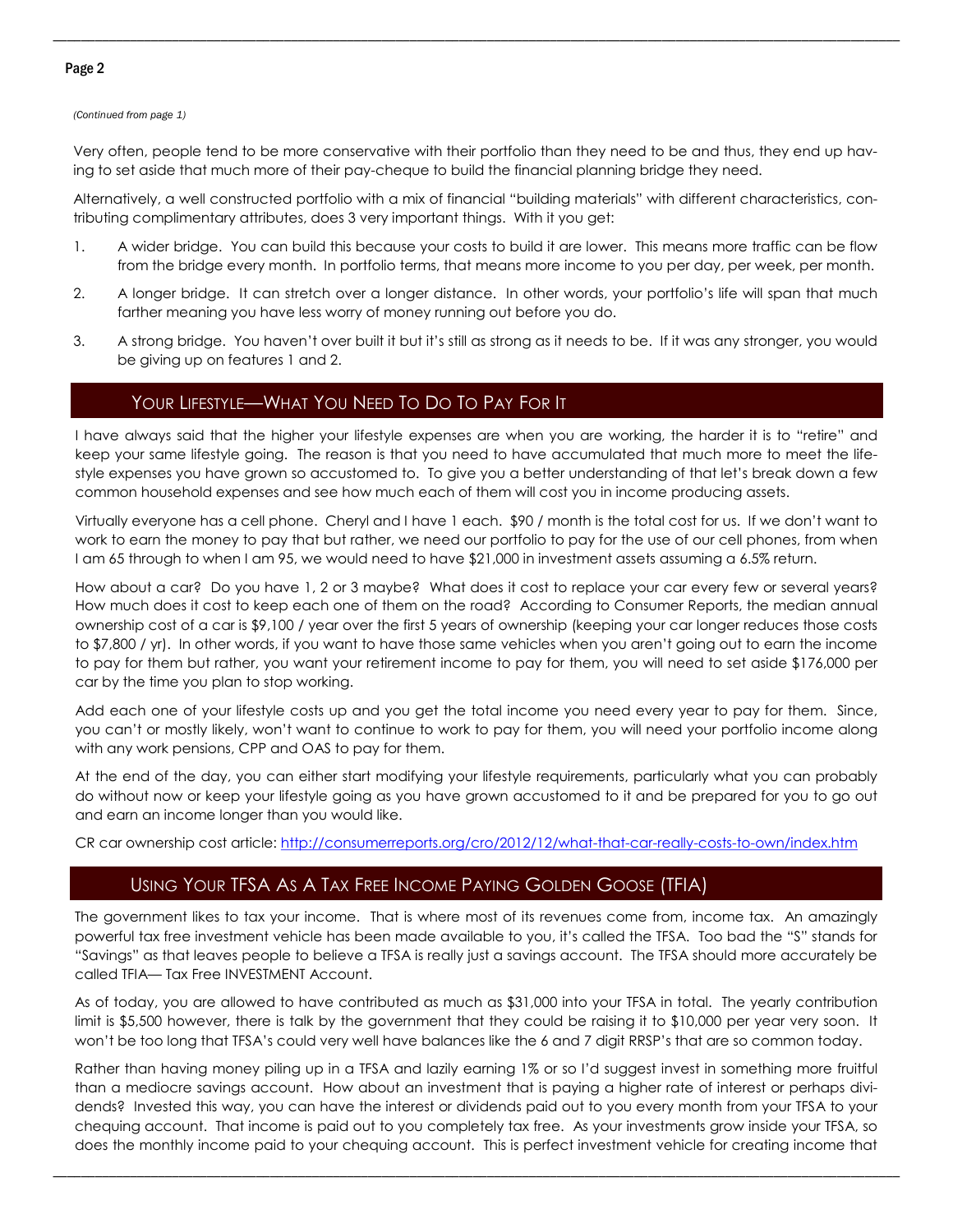*(Continued from page 1)*

Very often, people tend to be more conservative with their portfolio than they need to be and thus, they end up having to set aside that much more of their pay-cheque to build the financial planning bridge they need.

Alternatively, a well constructed portfolio with a mix of financial "building materials" with different characteristics, contributing complimentary attributes, does 3 very important things. With it you get:

1. A wider bridge. You can build this because your costs to build it are lower. This means more traffic can be flow from the bridge every month. In portfolio terms, that means more income to you per day, per week, per month.
2. A longer bridge. It can stretch over a longer distance. In other words, your portfolio's life will span that much farther meaning you have less worry of money running out before you do.
3. A strong bridge. You haven't over built it but it's still as strong as it needs to be. If it was any stronger, you would be giving up on features 1 and 2.

## Your Lifestyle—What You Need To Do To Pay For It

I have always said that the higher your lifestyle expenses are when you are working, the harder it is to "retire" and keep your same lifestyle going. The reason is that you need to have accumulated that much more to meet the lifestyle expenses you have grown so accustomed to. To give you a better understanding of that let's break down a few common household expenses and see how much each of them will cost you in income producing assets.

Virtually everyone has a cell phone. Cheryl and I have 1 each. $90 / month is the total cost for us. If we don't want to work to earn the money to pay that but rather, we need our portfolio to pay for the use of our cell phones, from when I am 65 through to when I am 95, we would need to have $21,000 in investment assets assuming a 6.5% return.

How about a car? Do you have 1, 2 or 3 maybe? What does it cost to replace your car every few or several years? How much does it cost to keep each one of them on the road? According to Consumer Reports, the median annual ownership cost of a car is $9,100 / year over the first 5 years of ownership (keeping your car longer reduces those costs to $7,800 / yr). In other words, if you want to have those same vehicles when you aren't going out to earn the income to pay for them but rather, you want your retirement income to pay for them, you will need to set aside $176,000 per car by the time you plan to stop working.

Add each one of your lifestyle costs up and you get the total income you need every year to pay for them. Since, you can't or mostly likely, won't want to continue to work to pay for them, you will need your portfolio income along with any work pensions, CPP and OAS to pay for them.

At the end of the day, you can either start modifying your lifestyle requirements, particularly what you can probably do without now or keep your lifestyle going as you have grown accustomed to it and be prepared for you to go out and earn an income longer than you would like.

CR car ownership cost article: [http://consumerreports.org/cro/2012/12/what-that-car-really-costs-to-own/index.htm](http://consumerreports.org/cro/2012/12/what-that-car-really-costs-to-own/index.htm)

## Using Your TFSA As A Tax Free Income Paying Golden Goose (TFIA)

The government likes to tax your income. That is where most of its revenues come from, income tax. An amazingly powerful tax free investment vehicle has been made available to you, it's called the TFSA. Too bad the "S" stands for "Savings" as that leaves people to believe a TFSA is really just a savings account. The TFSA should more accurately be called TFIA— Tax Free INVESTMENT Account.

As of today, you are allowed to have contributed as much as $31,000 into your TFSA in total. The yearly contribution limit is $5,500 however, there is talk by the government that they could be raising it to $10,000 per year very soon. It won't be too long that TFSA's could very well have balances like the 6 and 7 digit RRSP's that are so common today.

Rather than having money piling up in a TFSA and lazily earning 1% or so I'd suggest invest in something more fruitful than a mediocre savings account. How about an investment that is paying a higher rate of interest or perhaps dividends? Invested this way, you can have the interest or dividends paid out to you every month from your TFSA to your chequing account. That income is paid out to you completely tax free. As your investments grow inside your TFSA, so does the monthly income paid to your chequing account. This is perfect investment vehicle for creating income that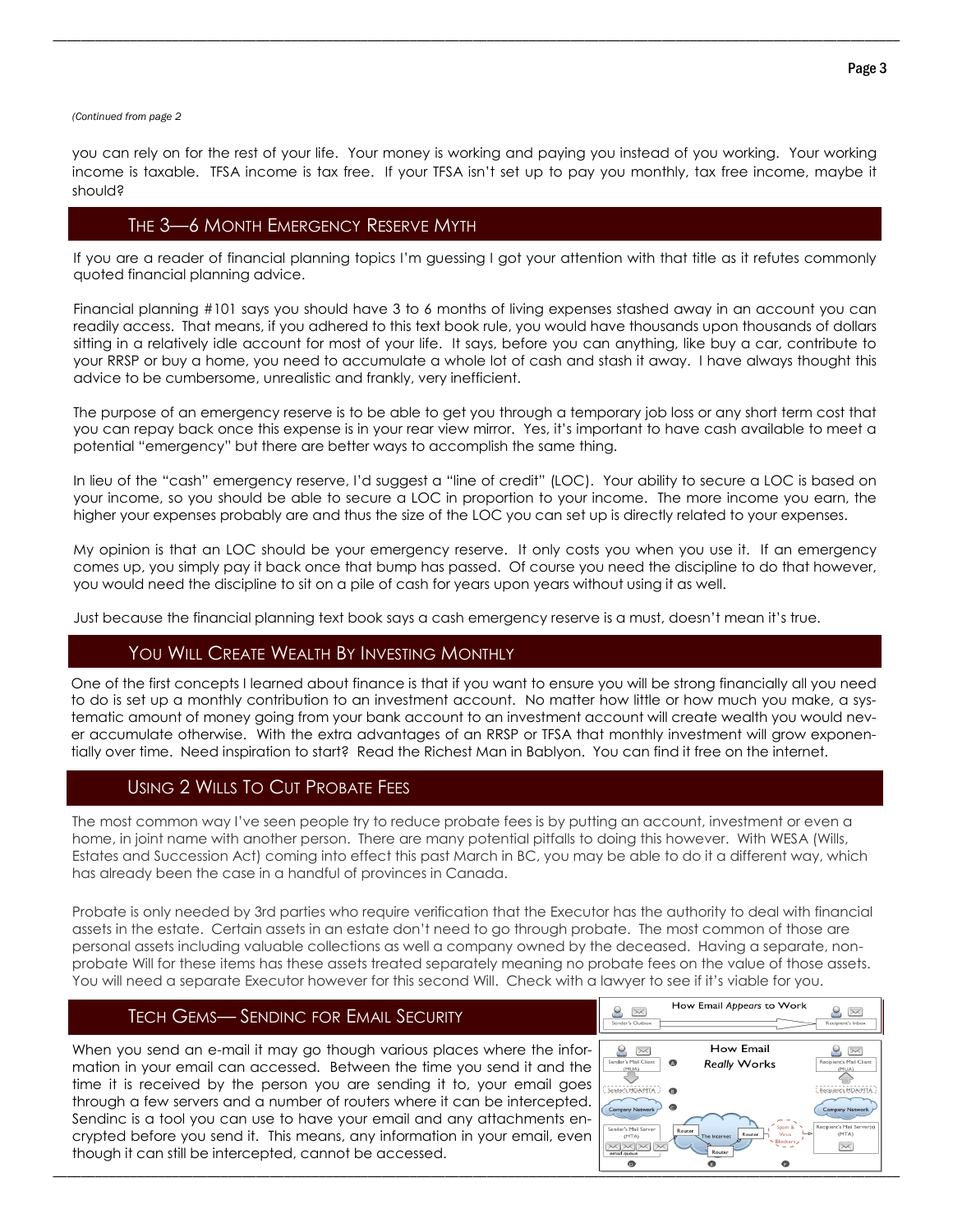*(Continued from page 2*

you can rely on for the rest of your life. Your money is working and paying you instead of you working. Your working income is taxable. TFSA income is tax free. If your TFSA isn't set up to pay you monthly, tax free income, maybe it should?

## The 3—6 Month Emergency Reserve Myth

If you are a reader of financial planning topics I'm guessing I got your attention with that title as it refutes commonly quoted financial planning advice.

Financial planning #101 says you should have 3 to 6 months of living expenses stashed away in an account you can readily access. That means, if you adhered to this text book rule, you would have thousands upon thousands of dollars sitting in a relatively idle account for most of your life. It says, before you can anything, like buy a car, contribute to your RRSP or buy a home, you need to accumulate a whole lot of cash and stash it away. I have always thought this advice to be cumbersome, unrealistic and frankly, very inefficient.

The purpose of an emergency reserve is to be able to get you through a temporary job loss or any short term cost that you can repay back once this expense is in your rear view mirror. Yes, it's important to have cash available to meet a potential "emergency" but there are better ways to accomplish the same thing.

In lieu of the "cash" emergency reserve, I'd suggest a "line of credit" (LOC). Your ability to secure a LOC is based on your income, so you should be able to secure a LOC in proportion to your income. The more income you earn, the higher your expenses probably are and thus the size of the LOC you can set up is directly related to your expenses.

My opinion is that an LOC should be your emergency reserve. It only costs you when you use it. If an emergency comes up, you simply pay it back once that bump has passed. Of course you need the discipline to do that however, you would need the discipline to sit on a pile of cash for years upon years without using it as well.

Just because the financial planning text book says a cash emergency reserve is a must, doesn't mean it's true.

## You Will Create Wealth By Investing Monthly

One of the first concepts I learned about finance is that if you want to ensure you will be strong financially all you need to do is set up a monthly contribution to an investment account. No matter how little or how much you make, a systematic amount of money going from your bank account to an investment account will create wealth you would never accumulate otherwise. With the extra advantages of an RRSP or TFSA that monthly investment will grow exponentially over time. Need inspiration to start? Read the Richest Man in Bablyon. You can find it free on the internet.

## Using 2 Wills To Cut Probate Fees

The most common way I've seen people try to reduce probate fees is by putting an account, investment or even a home, in joint name with another person. There are many potential pitfalls to doing this however. With WESA (Wills, Estates and Succession Act) coming into effect this past March in BC, you may be able to do it a different way, which has already been the case in a handful of provinces in Canada.

Probate is only needed by 3rd parties who require verification that the Executor has the authority to deal with financial assets in the estate. Certain assets in an estate don't need to go through probate. The most common of those are personal assets including valuable collections as well a company owned by the deceased. Having a separate, non-probate Will for these items has these assets treated separately meaning no probate fees on the value of those assets. You will need a separate Executor however for this second Will. Check with a lawyer to see if it's viable for you.

## Tech Gems— Sendinc for Email Security

When you send an e-mail it may go though various places where the information in your email can accessed. Between the time you send it and the time it is received by the person you are sending it to, your email goes through a few servers and a number of routers where it can be intercepted. Sendinc is a tool you can use to have your email and any attachments encrypted before you send it. This means, any information in your email, even though it can still be intercepted, cannot be accessed.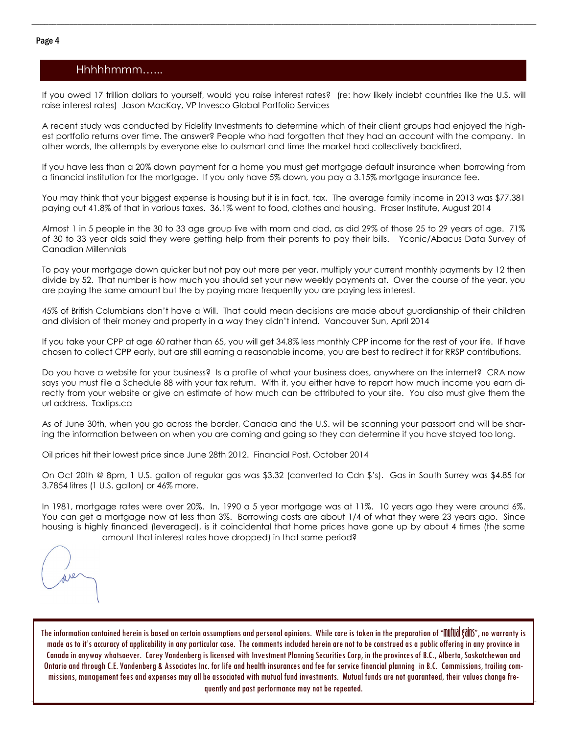## Hhhhhmmm…...

If you owed 17 trillion dollars to yourself, would you raise interest rates? (re: how likely indebt countries like the U.S. will raise interest rates) Jason MacKay, VP Invesco Global Portfolio Services

A recent study was conducted by Fidelity Investments to determine which of their client groups had enjoyed the highest portfolio returns over time. The answer? People who had forgotten that they had an account with the company. In other words, the attempts by everyone else to outsmart and time the market had collectively backfired.

If you have less than a 20% down payment for a home you must get mortgage default insurance when borrowing from a financial institution for the mortgage. If you only have 5% down, you pay a 3.15% mortgage insurance fee.

You may think that your biggest expense is housing but it is in fact, tax. The average family income in 2013 was $77,381 paying out 41.8% of that in various taxes. 36.1% went to food, clothes and housing. Fraser Institute, August 2014

Almost 1 in 5 people in the 30 to 33 age group live with mom and dad, as did 29% of those 25 to 29 years of age. 71% of 30 to 33 year olds said they were getting help from their parents to pay their bills. Yconic/Abacus Data Survey of Canadian Millennials

To pay your mortgage down quicker but not pay out more per year, multiply your current monthly payments by 12 then divide by 52. That number is how much you should set your new weekly payments at. Over the course of the year, you are paying the same amount but the by paying more frequently you are paying less interest.

45% of British Columbians don't have a Will. That could mean decisions are made about guardianship of their children and division of their money and property in a way they didn't intend. Vancouver Sun, April 2014

If you take your CPP at age 60 rather than 65, you will get 34.8% less monthly CPP income for the rest of your life. If have chosen to collect CPP early, but are still earning a reasonable income, you are best to redirect it for RRSP contributions.

Do you have a website for your business? Is a profile of what your business does, anywhere on the internet? CRA now says you must file a Schedule 88 with your tax return. With it, you either have to report how much income you earn directly from your website or give an estimate of how much can be attributed to your site. You also must give them the url address. Taxtips.ca

As of June 30th, when you go across the border, Canada and the U.S. will be scanning your passport and will be sharing the information between on when you are coming and going so they can determine if you have stayed too long.

Oil prices hit their lowest price since June 28th 2012. Financial Post, October 2014

On Oct 20th @ 8pm, 1 U.S. gallon of regular gas was $3.32 (converted to Cdn $'s). Gas in South Surrey was $4.85 for 3.7854 litres (1 U.S. gallon) or 46% more.

In 1981, mortgage rates were over 20%. In, 1990 a 5 year mortgage was at 11%. 10 years ago they were around 6%. You can get a mortgage now at less than 3%. Borrowing costs are about 1/4 of what they were 23 years ago. Since housing is highly financed (leveraged), is it coincidental that home prices have gone up by about 4 times (the same amount that interest rates have dropped) in that same period?

Carey

The information contained herein is based on certain assumptions and personal opinions. While care is taken in the preparation of "Mutual Gains", no warranty is made as to it's accuracy of applicability in any particular case. The comments included herein are not to be construed as a public offering in any province in Canada in anyway whatsoever. Carey Vandenberg is licensed with Investment Planning Securities Corp, in the provinces of B.C., Alberta, Saskatchewan and Ontario and through C.E. Vandenberg & Associates Inc. for life and health insurances and fee for service financial planning in B.C. Commissions, trailing commissions, management fees and expenses may all be associated with mutual fund investments. Mutual funds are not guaranteed, their values change frequently and past performance may not be repeated.